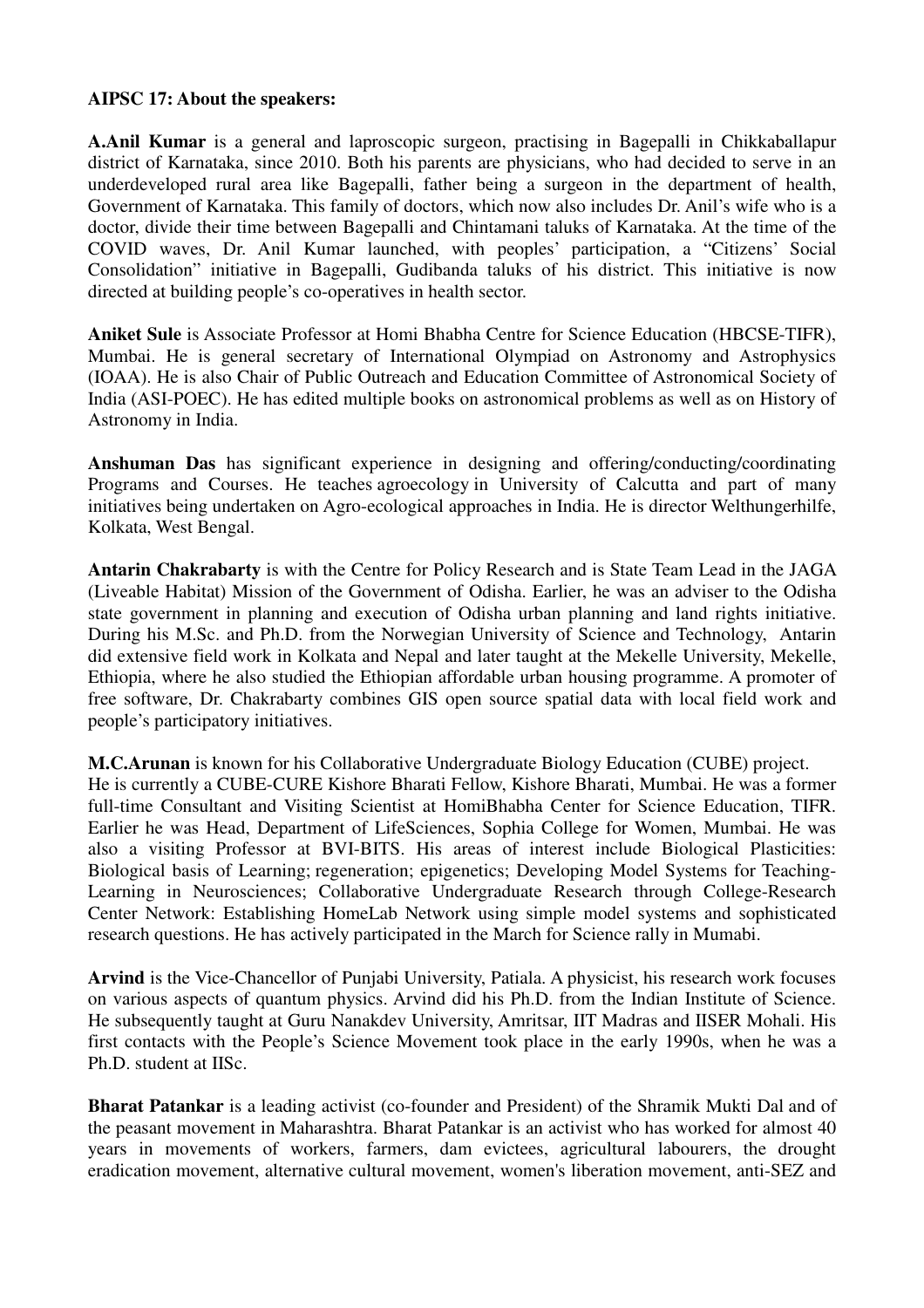**AIPSC 17: About the speakers:**

**A.Anil Kumar** is a general and laproscopic surgeon, practising in Bagepalli in Chikkaballapur district of Karnataka, since 2010. Both his parents are physicians, who had decided to serve in an underdeveloped rural area like Bagepalli, father being a surgeon in the department of health, Government of Karnataka. This family of doctors, which now also includes Dr. Anil's wife who is a doctor, divide their time between Bagepalli and Chintamani taluks of Karnataka. At the time of the COVID waves, Dr. Anil Kumar launched, with peoples' participation, a "Citizens' Social Consolidation" initiative in Bagepalli, Gudibanda taluks of his district. This initiative is now directed at building people's co-operatives in health sector.

**Aniket Sule** is Associate Professor at Homi Bhabha Centre for Science Education (HBCSE-TIFR), Mumbai. He is general secretary of International Olympiad on Astronomy and Astrophysics (IOAA). He is also Chair of Public Outreach and Education Committee of Astronomical Society of India (ASI-POEC). He has edited multiple books on astronomical problems as well as on History of Astronomy in India.

**Anshuman Das** has significant experience in designing and offering/conducting/coordinating Programs and Courses. He teaches agroecology in University of Calcutta and part of many initiatives being undertaken on Agro-ecological approaches in India. He is director Welthungerhilfe, Kolkata, West Bengal.

**Antarin Chakrabarty** is with the Centre for Policy Research and is State Team Lead in the JAGA (Liveable Habitat) Mission of the Government of Odisha. Earlier, he was an adviser to the Odisha state government in planning and execution of Odisha urban planning and land rights initiative. During his M.Sc. and Ph.D. from the Norwegian University of Science and Technology, Antarin did extensive field work in Kolkata and Nepal and later taught at the Mekelle University, Mekelle, Ethiopia, where he also studied the Ethiopian affordable urban housing programme. A promoter of free software, Dr. Chakrabarty combines GIS open source spatial data with local field work and people's participatory initiatives.

**M.C.Arunan** is known for his Collaborative Undergraduate Biology Education (CUBE) project. He is currently a CUBE-CURE Kishore Bharati Fellow, Kishore Bharati, Mumbai. He was a former full-time Consultant and Visiting Scientist at HomiBhabha Center for Science Education, TIFR. Earlier he was Head, Department of LifeSciences, Sophia College for Women, Mumbai. He was also a visiting Professor at BVI-BITS. His areas of interest include Biological Plasticities: Biological basis of Learning; regeneration; epigenetics; Developing Model Systems for Teaching-Learning in Neurosciences; Collaborative Undergraduate Research through College-Research Center Network: Establishing HomeLab Network using simple model systems and sophisticated research questions. He has actively participated in the March for Science rally in Mumabi.

**Arvind** is the Vice-Chancellor of Punjabi University, Patiala. A physicist, his research work focuses on various aspects of quantum physics. Arvind did his Ph.D. from the Indian Institute of Science. He subsequently taught at Guru Nanakdev University, Amritsar, IIT Madras and IISER Mohali. His first contacts with the People's Science Movement took place in the early 1990s, when he was a Ph.D. student at IISc.

**Bharat Patankar** is a leading activist (co-founder and President) of the Shramik Mukti Dal and of the peasant movement in Maharashtra. Bharat Patankar is an activist who has worked for almost 40 years in movements of workers, farmers, dam evictees, agricultural labourers, the drought eradication movement, alternative cultural movement, women's liberation movement, anti-SEZ and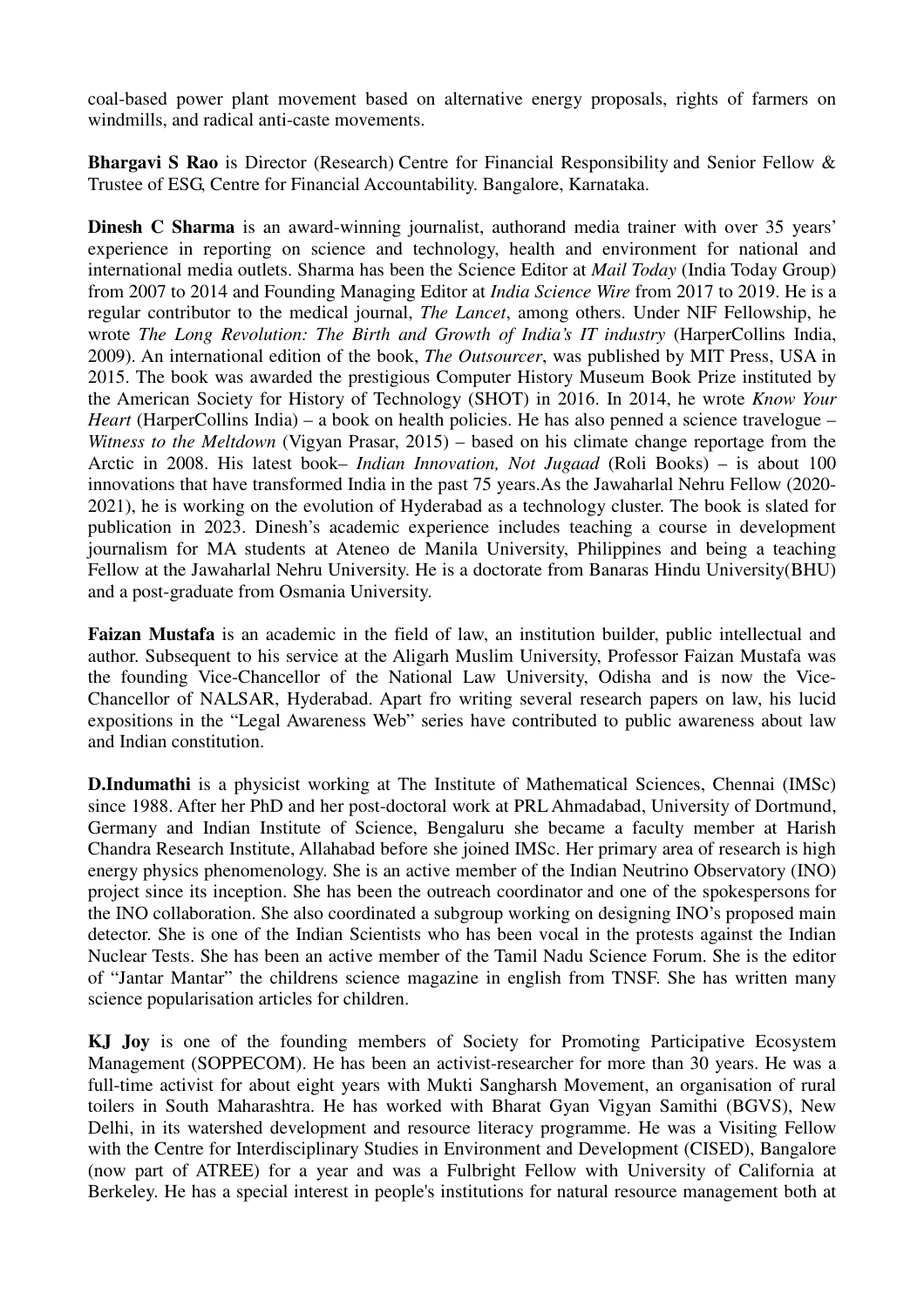coal-based power plant movement based on alternative energy proposals, rights of farmers on windmills, and radical anti-caste movements.

**Bhargavi S Rao** is Director (Research) Centre for Financial Responsibility and Senior Fellow & Trustee of ESG, Centre for Financial Accountability. Bangalore, Karnataka.

**Dinesh C Sharma** is an award-winning journalist, authorand media trainer with over 35 years' experience in reporting on science and technology, health and environment for national and international media outlets. Sharma has been the Science Editor at *Mail Today* (India Today Group) from 2007 to 2014 and Founding Managing Editor at *India Science Wire* from 2017 to 2019. He is a regular contributor to the medical journal, *The Lancet*, among others. Under NIF Fellowship, he wrote *The Long Revolution: The Birth and Growth of India's IT industry* (HarperCollins India, 2009). An international edition of the book, *The Outsourcer*, was published by MIT Press, USA in 2015. The book was awarded the prestigious Computer History Museum Book Prize instituted by the American Society for History of Technology (SHOT) in 2016. In 2014, he wrote *Know Your Heart* (HarperCollins India) – a book on health policies. He has also penned a science travelogue – *Witness to the Meltdown* (Vigyan Prasar, 2015) – based on his climate change reportage from the Arctic in 2008. His latest book– *Indian Innovation, Not Jugaad* (Roli Books) – is about 100 innovations that have transformed India in the past 75 years.As the Jawaharlal Nehru Fellow (2020-2021), he is working on the evolution of Hyderabad as a technology cluster. The book is slated for publication in 2023. Dinesh's academic experience includes teaching a course in development journalism for MA students at Ateneo de Manila University, Philippines and being a teaching Fellow at the Jawaharlal Nehru University. He is a doctorate from Banaras Hindu University(BHU) and a post-graduate from Osmania University.

**Faizan Mustafa** is an academic in the field of law, an institution builder, public intellectual and author. Subsequent to his service at the Aligarh Muslim University, Professor Faizan Mustafa was the founding Vice-Chancellor of the National Law University, Odisha and is now the Vice-Chancellor of NALSAR, Hyderabad. Apart fro writing several research papers on law, his lucid expositions in the "Legal Awareness Web" series have contributed to public awareness about law and Indian constitution.

**D.Indumathi** is a physicist working at The Institute of Mathematical Sciences, Chennai (IMSc) since 1988. After her PhD and her post-doctoral work at PRL Ahmadabad, University of Dortmund, Germany and Indian Institute of Science, Bengaluru she became a faculty member at Harish Chandra Research Institute, Allahabad before she joined IMSc. Her primary area of research is high energy physics phenomenology. She is an active member of the Indian Neutrino Observatory (INO) project since its inception. She has been the outreach coordinator and one of the spokespersons for the INO collaboration. She also coordinated a subgroup working on designing INO's proposed main detector. She is one of the Indian Scientists who has been vocal in the protests against the Indian Nuclear Tests. She has been an active member of the Tamil Nadu Science Forum. She is the editor of "Jantar Mantar" the childrens science magazine in english from TNSF. She has written many science popularisation articles for children.

**KJ Joy** is one of the founding members of Society for Promoting Participative Ecosystem Management (SOPPECOM). He has been an activist-researcher for more than 30 years. He was a full-time activist for about eight years with Mukti Sangharsh Movement, an organisation of rural toilers in South Maharashtra. He has worked with Bharat Gyan Vigyan Samithi (BGVS), New Delhi, in its watershed development and resource literacy programme. He was a Visiting Fellow with the Centre for Interdisciplinary Studies in Environment and Development (CISED), Bangalore (now part of ATREE) for a year and was a Fulbright Fellow with University of California at Berkeley. He has a special interest in people's institutions for natural resource management both at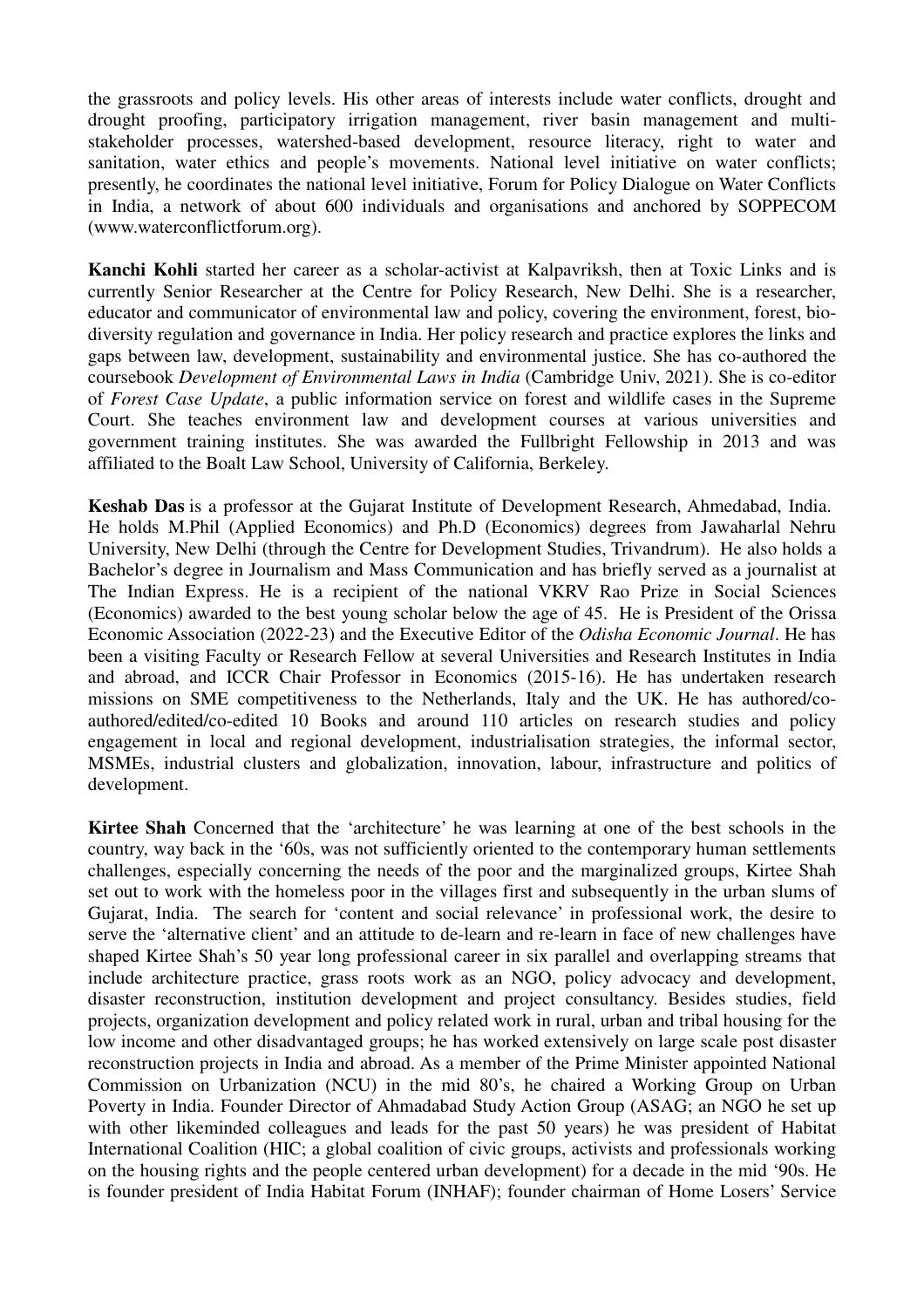the grassroots and policy levels. His other areas of interests include water conflicts, drought and drought proofing, participatory irrigation management, river basin management and multi-stakeholder processes, watershed-based development, resource literacy, right to water and sanitation, water ethics and people's movements. National level initiative on water conflicts; presently, he coordinates the national level initiative, Forum for Policy Dialogue on Water Conflicts in India, a network of about 600 individuals and organisations and anchored by SOPPECOM (www.waterconflictforum.org).

**Kanchi Kohli** started her career as a scholar-activist at Kalpavriksh, then at Toxic Links and is currently Senior Researcher at the Centre for Policy Research, New Delhi. She is a researcher, educator and communicator of environmental law and policy, covering the environment, forest, bio-diversity regulation and governance in India. Her policy research and practice explores the links and gaps between law, development, sustainability and environmental justice. She has co-authored the coursebook *Development of Environmental Laws in India* (Cambridge Univ, 2021). She is co-editor of *Forest Case Update*, a public information service on forest and wildlife cases in the Supreme Court. She teaches environment law and development courses at various universities and government training institutes. She was awarded the Fullbright Fellowship in 2013 and was affiliated to the Boalt Law School, University of California, Berkeley.

**Keshab Das** is a professor at the Gujarat Institute of Development Research, Ahmedabad, India. He holds M.Phil (Applied Economics) and Ph.D (Economics) degrees from Jawaharlal Nehru University, New Delhi (through the Centre for Development Studies, Trivandrum). He also holds a Bachelor's degree in Journalism and Mass Communication and has briefly served as a journalist at The Indian Express. He is a recipient of the national VKRV Rao Prize in Social Sciences (Economics) awarded to the best young scholar below the age of 45. He is President of the Orissa Economic Association (2022-23) and the Executive Editor of the *Odisha Economic Journal*. He has been a visiting Faculty or Research Fellow at several Universities and Research Institutes in India and abroad, and ICCR Chair Professor in Economics (2015-16). He has undertaken research missions on SME competitiveness to the Netherlands, Italy and the UK. He has authored/co-authored/edited/co-edited 10 Books and around 110 articles on research studies and policy engagement in local and regional development, industrialisation strategies, the informal sector, MSMEs, industrial clusters and globalization, innovation, labour, infrastructure and politics of development.

**Kirtee Shah** Concerned that the 'architecture' he was learning at one of the best schools in the country, way back in the '60s, was not sufficiently oriented to the contemporary human settlements challenges, especially concerning the needs of the poor and the marginalized groups, Kirtee Shah set out to work with the homeless poor in the villages first and subsequently in the urban slums of Gujarat, India. The search for 'content and social relevance' in professional work, the desire to serve the 'alternative client' and an attitude to de-learn and re-learn in face of new challenges have shaped Kirtee Shah's 50 year long professional career in six parallel and overlapping streams that include architecture practice, grass roots work as an NGO, policy advocacy and development, disaster reconstruction, institution development and project consultancy. Besides studies, field projects, organization development and policy related work in rural, urban and tribal housing for the low income and other disadvantaged groups; he has worked extensively on large scale post disaster reconstruction projects in India and abroad. As a member of the Prime Minister appointed National Commission on Urbanization (NCU) in the mid 80's, he chaired a Working Group on Urban Poverty in India. Founder Director of Ahmadabad Study Action Group (ASAG; an NGO he set up with other likeminded colleagues and leads for the past 50 years) he was president of Habitat International Coalition (HIC; a global coalition of civic groups, activists and professionals working on the housing rights and the people centered urban development) for a decade in the mid '90s. He is founder president of India Habitat Forum (INHAF); founder chairman of Home Losers' Service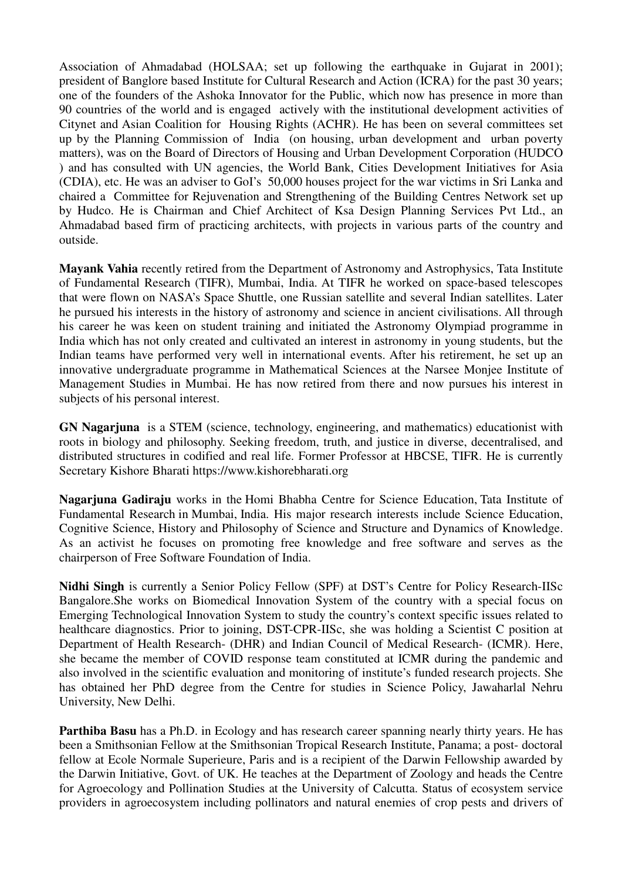Association of Ahmadabad (HOLSAA; set up following the earthquake in Gujarat in 2001); president of Banglore based Institute for Cultural Research and Action (ICRA) for the past 30 years; one of the founders of the Ashoka Innovator for the Public, which now has presence in more than 90 countries of the world and is engaged actively with the institutional development activities of Citynet and Asian Coalition for Housing Rights (ACHR). He has been on several committees set up by the Planning Commission of India (on housing, urban development and urban poverty matters), was on the Board of Directors of Housing and Urban Development Corporation (HUDCO ) and has consulted with UN agencies, the World Bank, Cities Development Initiatives for Asia (CDIA), etc. He was an adviser to GoI's 50,000 houses project for the war victims in Sri Lanka and chaired a Committee for Rejuvenation and Strengthening of the Building Centres Network set up by Hudco. He is Chairman and Chief Architect of Ksa Design Planning Services Pvt Ltd., an Ahmadabad based firm of practicing architects, with projects in various parts of the country and outside.

**Mayank Vahia** recently retired from the Department of Astronomy and Astrophysics, Tata Institute of Fundamental Research (TIFR), Mumbai, India. At TIFR he worked on space-based telescopes that were flown on NASA's Space Shuttle, one Russian satellite and several Indian satellites. Later he pursued his interests in the history of astronomy and science in ancient civilisations. All through his career he was keen on student training and initiated the Astronomy Olympiad programme in India which has not only created and cultivated an interest in astronomy in young students, but the Indian teams have performed very well in international events. After his retirement, he set up an innovative undergraduate programme in Mathematical Sciences at the Narsee Monjee Institute of Management Studies in Mumbai. He has now retired from there and now pursues his interest in subjects of his personal interest.

**GN Nagarjuna** is a STEM (science, technology, engineering, and mathematics) educationist with roots in biology and philosophy. Seeking freedom, truth, and justice in diverse, decentralised, and distributed structures in codified and real life. Former Professor at HBCSE, TIFR. He is currently Secretary Kishore Bharati https://www.kishorebharati.org

**Nagarjuna Gadiraju** works in the Homi Bhabha Centre for Science Education, Tata Institute of Fundamental Research in Mumbai, India. His major research interests include Science Education, Cognitive Science, History and Philosophy of Science and Structure and Dynamics of Knowledge. As an activist he focuses on promoting free knowledge and free software and serves as the chairperson of Free Software Foundation of India.

**Nidhi Singh** is currently a Senior Policy Fellow (SPF) at DST's Centre for Policy Research-IISc Bangalore.She works on Biomedical Innovation System of the country with a special focus on Emerging Technological Innovation System to study the country's context specific issues related to healthcare diagnostics. Prior to joining, DST-CPR-IISc, she was holding a Scientist C position at Department of Health Research- (DHR) and Indian Council of Medical Research- (ICMR). Here, she became the member of COVID response team constituted at ICMR during the pandemic and also involved in the scientific evaluation and monitoring of institute's funded research projects. She has obtained her PhD degree from the Centre for studies in Science Policy, Jawaharlal Nehru University, New Delhi.

**Parthiba Basu** has a Ph.D. in Ecology and has research career spanning nearly thirty years. He has been a Smithsonian Fellow at the Smithsonian Tropical Research Institute, Panama; a post- doctoral fellow at Ecole Normale Superieure, Paris and is a recipient of the Darwin Fellowship awarded by the Darwin Initiative, Govt. of UK. He teaches at the Department of Zoology and heads the Centre for Agroecology and Pollination Studies at the University of Calcutta. Status of ecosystem service providers in agroecosystem including pollinators and natural enemies of crop pests and drivers of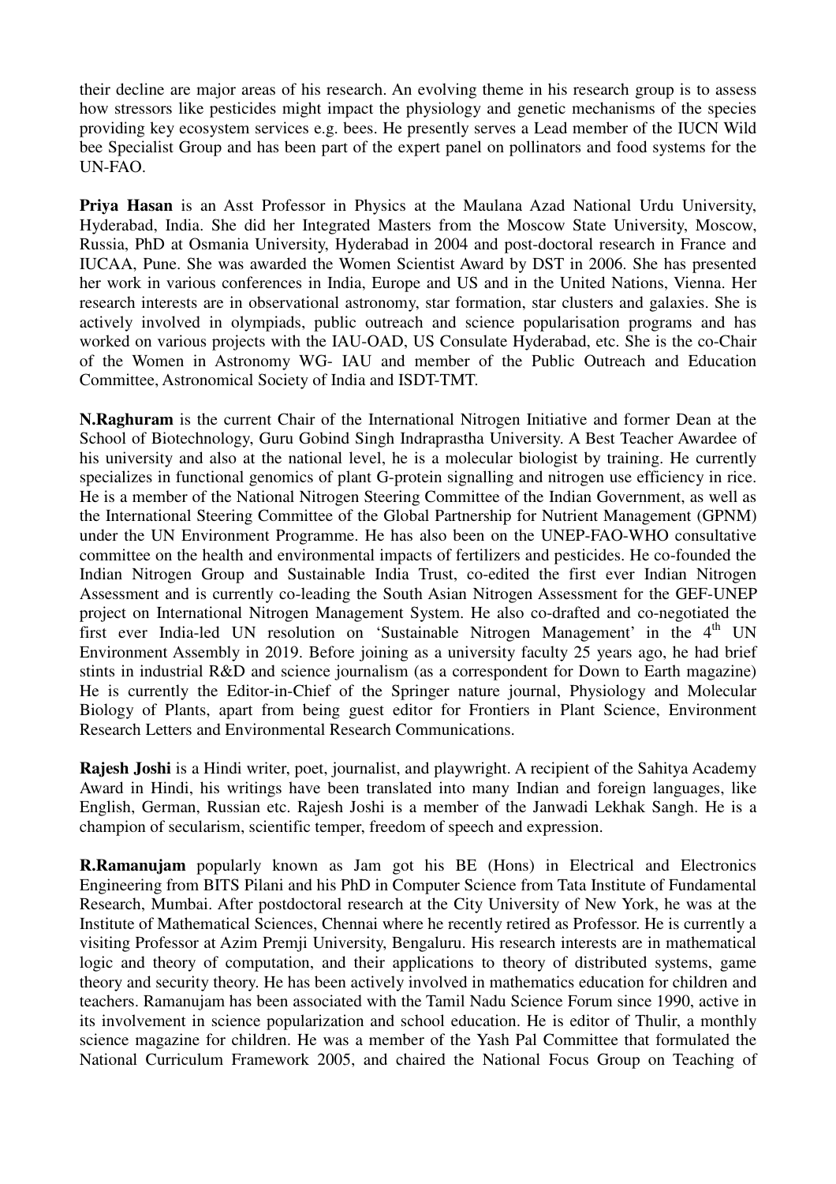their decline are major areas of his research. An evolving theme in his research group is to assess how stressors like pesticides might impact the physiology and genetic mechanisms of the species providing key ecosystem services e.g. bees. He presently serves a Lead member of the IUCN Wild bee Specialist Group and has been part of the expert panel on pollinators and food systems for the UN-FAO.

**Priya Hasan** is an Asst Professor in Physics at the Maulana Azad National Urdu University, Hyderabad, India. She did her Integrated Masters from the Moscow State University, Moscow, Russia, PhD at Osmania University, Hyderabad in 2004 and post-doctoral research in France and IUCAA, Pune. She was awarded the Women Scientist Award by DST in 2006. She has presented her work in various conferences in India, Europe and US and in the United Nations, Vienna. Her research interests are in observational astronomy, star formation, star clusters and galaxies. She is actively involved in olympiads, public outreach and science popularisation programs and has worked on various projects with the IAU-OAD, US Consulate Hyderabad, etc. She is the co-Chair of the Women in Astronomy WG- IAU and member of the Public Outreach and Education Committee, Astronomical Society of India and ISDT-TMT.

**N.Raghuram** is the current Chair of the International Nitrogen Initiative and former Dean at the School of Biotechnology, Guru Gobind Singh Indraprastha University. A Best Teacher Awardee of his university and also at the national level, he is a molecular biologist by training. He currently specializes in functional genomics of plant G-protein signalling and nitrogen use efficiency in rice. He is a member of the National Nitrogen Steering Committee of the Indian Government, as well as the International Steering Committee of the Global Partnership for Nutrient Management (GPNM) under the UN Environment Programme. He has also been on the UNEP-FAO-WHO consultative committee on the health and environmental impacts of fertilizers and pesticides. He co-founded the Indian Nitrogen Group and Sustainable India Trust, co-edited the first ever Indian Nitrogen Assessment and is currently co-leading the South Asian Nitrogen Assessment for the GEF-UNEP project on International Nitrogen Management System. He also co-drafted and co-negotiated the first ever India-led UN resolution on 'Sustainable Nitrogen Management' in the 4th UN Environment Assembly in 2019. Before joining as a university faculty 25 years ago, he had brief stints in industrial R&D and science journalism (as a correspondent for Down to Earth magazine) He is currently the Editor-in-Chief of the Springer nature journal, Physiology and Molecular Biology of Plants, apart from being guest editor for Frontiers in Plant Science, Environment Research Letters and Environmental Research Communications.

**Rajesh Joshi** is a Hindi writer, poet, journalist, and playwright. A recipient of the Sahitya Academy Award in Hindi, his writings have been translated into many Indian and foreign languages, like English, German, Russian etc. Rajesh Joshi is a member of the Janwadi Lekhak Sangh. He is a champion of secularism, scientific temper, freedom of speech and expression.

**R.Ramanujam** popularly known as Jam got his BE (Hons) in Electrical and Electronics Engineering from BITS Pilani and his PhD in Computer Science from Tata Institute of Fundamental Research, Mumbai. After postdoctoral research at the City University of New York, he was at the Institute of Mathematical Sciences, Chennai where he recently retired as Professor. He is currently a visiting Professor at Azim Premji University, Bengaluru. His research interests are in mathematical logic and theory of computation, and their applications to theory of distributed systems, game theory and security theory. He has been actively involved in mathematics education for children and teachers. Ramanujam has been associated with the Tamil Nadu Science Forum since 1990, active in its involvement in science popularization and school education. He is editor of Thulir, a monthly science magazine for children. He was a member of the Yash Pal Committee that formulated the National Curriculum Framework 2005, and chaired the National Focus Group on Teaching of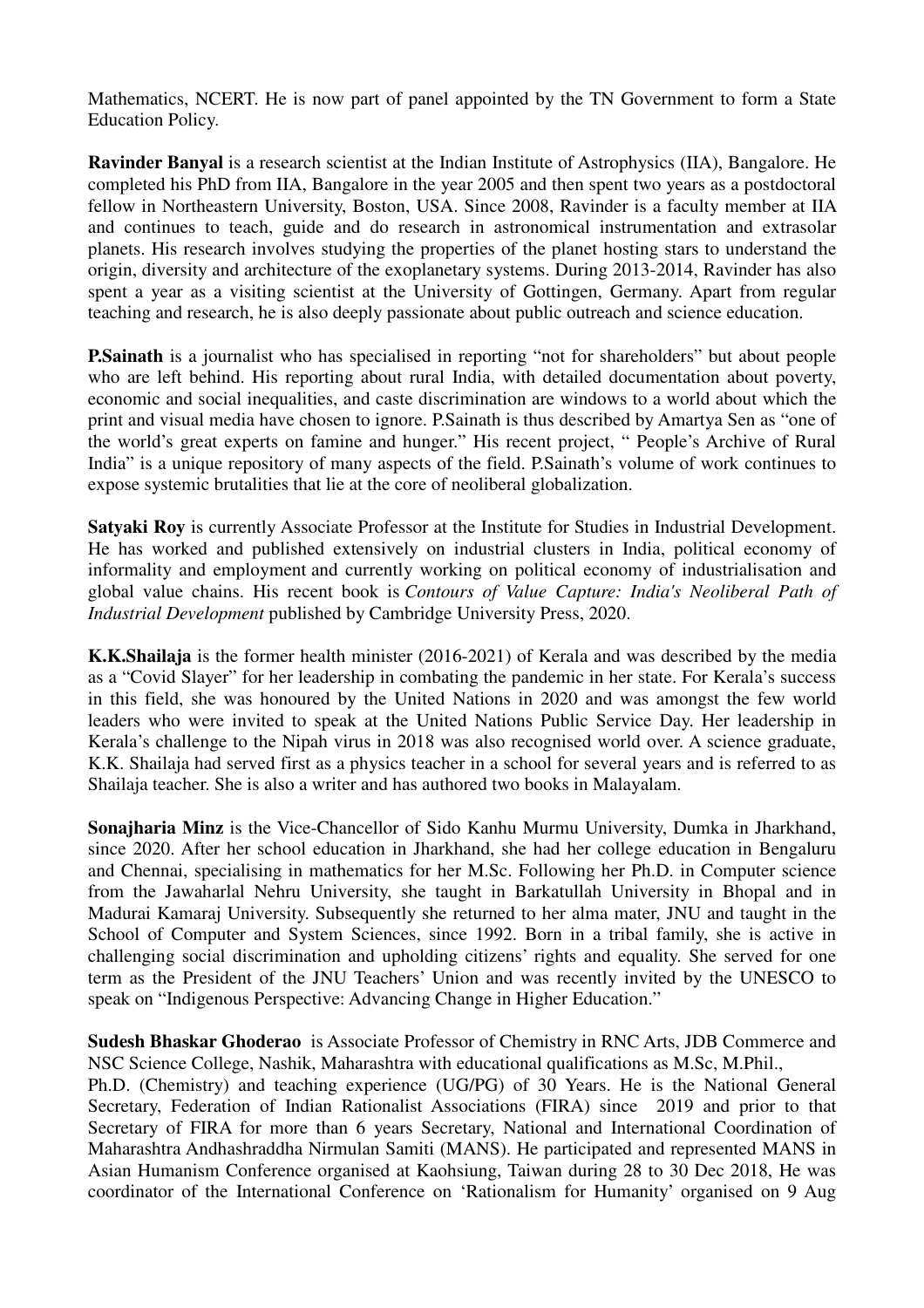Mathematics, NCERT. He is now part of panel appointed by the TN Government to form a State Education Policy.

**Ravinder Banyal** is a research scientist at the Indian Institute of Astrophysics (IIA), Bangalore. He completed his PhD from IIA, Bangalore in the year 2005 and then spent two years as a postdoctoral fellow in Northeastern University, Boston, USA. Since 2008, Ravinder is a faculty member at IIA and continues to teach, guide and do research in astronomical instrumentation and extrasolar planets. His research involves studying the properties of the planet hosting stars to understand the origin, diversity and architecture of the exoplanetary systems. During 2013-2014, Ravinder has also spent a year as a visiting scientist at the University of Gottingen, Germany. Apart from regular teaching and research, he is also deeply passionate about public outreach and science education.

**P.Sainath** is a journalist who has specialised in reporting "not for shareholders" but about people who are left behind. His reporting about rural India, with detailed documentation about poverty, economic and social inequalities, and caste discrimination are windows to a world about which the print and visual media have chosen to ignore. P.Sainath is thus described by Amartya Sen as "one of the world's great experts on famine and hunger." His recent project, " People's Archive of Rural India" is a unique repository of many aspects of the field. P.Sainath's volume of work continues to expose systemic brutalities that lie at the core of neoliberal globalization.

**Satyaki Roy** is currently Associate Professor at the Institute for Studies in Industrial Development. He has worked and published extensively on industrial clusters in India, political economy of informality and employment and currently working on political economy of industrialisation and global value chains. His recent book is *Contours of Value Capture: India's Neoliberal Path of Industrial Development* published by Cambridge University Press, 2020.

**K.K.Shailaja** is the former health minister (2016-2021) of Kerala and was described by the media as a "Covid Slayer" for her leadership in combating the pandemic in her state. For Kerala's success in this field, she was honoured by the United Nations in 2020 and was amongst the few world leaders who were invited to speak at the United Nations Public Service Day. Her leadership in Kerala's challenge to the Nipah virus in 2018 was also recognised world over. A science graduate, K.K. Shailaja had served first as a physics teacher in a school for several years and is referred to as Shailaja teacher. She is also a writer and has authored two books in Malayalam.

**Sonajharia Minz** is the Vice-Chancellor of Sido Kanhu Murmu University, Dumka in Jharkhand, since 2020. After her school education in Jharkhand, she had her college education in Bengaluru and Chennai, specialising in mathematics for her M.Sc. Following her Ph.D. in Computer science from the Jawaharlal Nehru University, she taught in Barkatullah University in Bhopal and in Madurai Kamaraj University. Subsequently she returned to her alma mater, JNU and taught in the School of Computer and System Sciences, since 1992. Born in a tribal family, she is active in challenging social discrimination and upholding citizens' rights and equality. She served for one term as the President of the JNU Teachers' Union and was recently invited by the UNESCO to speak on "Indigenous Perspective: Advancing Change in Higher Education."

**Sudesh Bhaskar Ghoderao** is Associate Professor of Chemistry in RNC Arts, JDB Commerce and NSC Science College, Nashik, Maharashtra with educational qualifications as M.Sc, M.Phil., Ph.D. (Chemistry) and teaching experience (UG/PG) of 30 Years. He is the National General Secretary, Federation of Indian Rationalist Associations (FIRA) since 2019 and prior to that Secretary of FIRA for more than 6 years Secretary, National and International Coordination of Maharashtra Andhashraddha Nirmulan Samiti (MANS). He participated and represented MANS in Asian Humanism Conference organised at Kaohsiung, Taiwan during 28 to 30 Dec 2018, He was coordinator of the International Conference on 'Rationalism for Humanity' organised on 9 Aug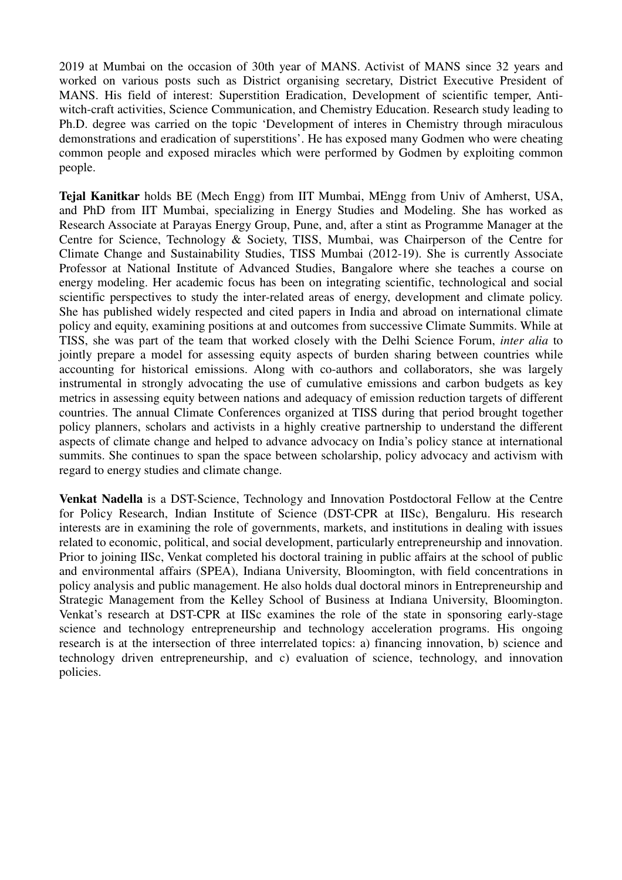2019 at Mumbai on the occasion of 30th year of MANS. Activist of MANS since 32 years and worked on various posts such as District organising secretary, District Executive President of MANS. His field of interest: Superstition Eradication, Development of scientific temper, Anti-witch-craft activities, Science Communication, and Chemistry Education. Research study leading to Ph.D. degree was carried on the topic 'Development of interes in Chemistry through miraculous demonstrations and eradication of superstitions'. He has exposed many Godmen who were cheating common people and exposed miracles which were performed by Godmen by exploiting common people.

**Tejal Kanitkar** holds BE (Mech Engg) from IIT Mumbai, MEngg from Univ of Amherst, USA, and PhD from IIT Mumbai, specializing in Energy Studies and Modeling. She has worked as Research Associate at Parayas Energy Group, Pune, and, after a stint as Programme Manager at the Centre for Science, Technology & Society, TISS, Mumbai, was Chairperson of the Centre for Climate Change and Sustainability Studies, TISS Mumbai (2012-19). She is currently Associate Professor at National Institute of Advanced Studies, Bangalore where she teaches a course on energy modeling. Her academic focus has been on integrating scientific, technological and social scientific perspectives to study the inter-related areas of energy, development and climate policy. She has published widely respected and cited papers in India and abroad on international climate policy and equity, examining positions at and outcomes from successive Climate Summits. While at TISS, she was part of the team that worked closely with the Delhi Science Forum, *inter alia* to jointly prepare a model for assessing equity aspects of burden sharing between countries while accounting for historical emissions. Along with co-authors and collaborators, she was largely instrumental in strongly advocating the use of cumulative emissions and carbon budgets as key metrics in assessing equity between nations and adequacy of emission reduction targets of different countries. The annual Climate Conferences organized at TISS during that period brought together policy planners, scholars and activists in a highly creative partnership to understand the different aspects of climate change and helped to advance advocacy on India's policy stance at international summits. She continues to span the space between scholarship, policy advocacy and activism with regard to energy studies and climate change.

**Venkat Nadella** is a DST-Science, Technology and Innovation Postdoctoral Fellow at the Centre for Policy Research, Indian Institute of Science (DST-CPR at IISc), Bengaluru. His research interests are in examining the role of governments, markets, and institutions in dealing with issues related to economic, political, and social development, particularly entrepreneurship and innovation. Prior to joining IISc, Venkat completed his doctoral training in public affairs at the school of public and environmental affairs (SPEA), Indiana University, Bloomington, with field concentrations in policy analysis and public management. He also holds dual doctoral minors in Entrepreneurship and Strategic Management from the Kelley School of Business at Indiana University, Bloomington. Venkat's research at DST-CPR at IISc examines the role of the state in sponsoring early-stage science and technology entrepreneurship and technology acceleration programs. His ongoing research is at the intersection of three interrelated topics: a) financing innovation, b) science and technology driven entrepreneurship, and c) evaluation of science, technology, and innovation policies.